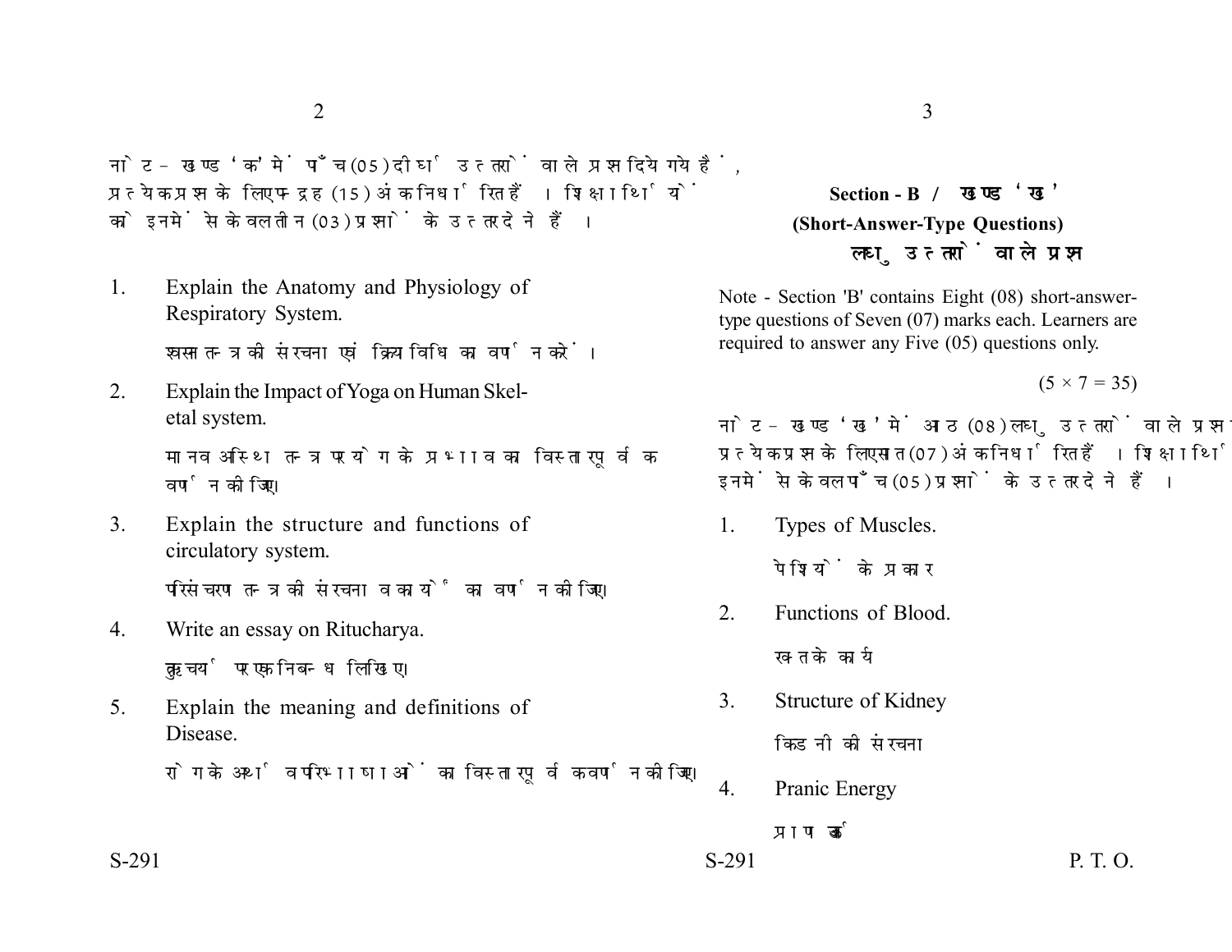नोट - खण्ड 'क' में पाँच (05) दीर्घ उत्तरों वाले प्रश्न दिये गये हैं, प्रत्येक प्रश्न के लिए पन्द्रह (15) अंक निर्धारित हैं। शिक्षार्थियों को इनमें से केवल तीन (03) प्रश्नों के उत्तर देने हैं।

1. Explain the Anatomy and Physiology of Respiratory System.

   श्वसन तन्त्र की संरचना एवं क्रियाविधि का वर्णन करें।

2. Explain the Impact of Yoga on Human Skeletal system.

   मानव अस्थि तन्त्र पर योग के प्रभाव का विस्तारपूर्वक वर्णन कीजिए।

3. Explain the structure and functions of circulatory system.

   परिसंचरण तन्त्र की संरचना व कार्यों का वर्णन कीजिए।

4. Write an essay on Ritucharya.

   ऋतुचर्या पर एक निबन्ध लिखिए।

5. Explain the meaning and definitions of Disease.

   रोग के अर्थ व परिभाषाओं का विस्तारपूर्वक वर्णन कीजिए।

## Section - B / खण्ड 'ख'

### (Short-Answer-Type Questions)

### लघु उत्तरों वाले प्रश्न

Note - Section 'B' contains Eight (08) short-answer-type questions of Seven (07) marks each. Learners are required to answer any Five (05) questions only.

(5 × 7 = 35)

नोट - खण्ड 'ख' में आठ (08) लघु उत्तरों वाले प्रश्न दिये गये हैं, प्रत्येक प्रश्न के लिए सात (07) अंक निर्धारित हैं। शिक्षार्थियों को इनमें से केवल पाँच (05) प्रश्नों के उत्तर देने हैं।

1. Types of Muscles.

   पेशियों के प्रकार

2. Functions of Blood.

   रक्त के कार्य

3. Structure of Kidney

   किडनी की संरचना

4. Pranic Energy

   प्राण ऊर्जा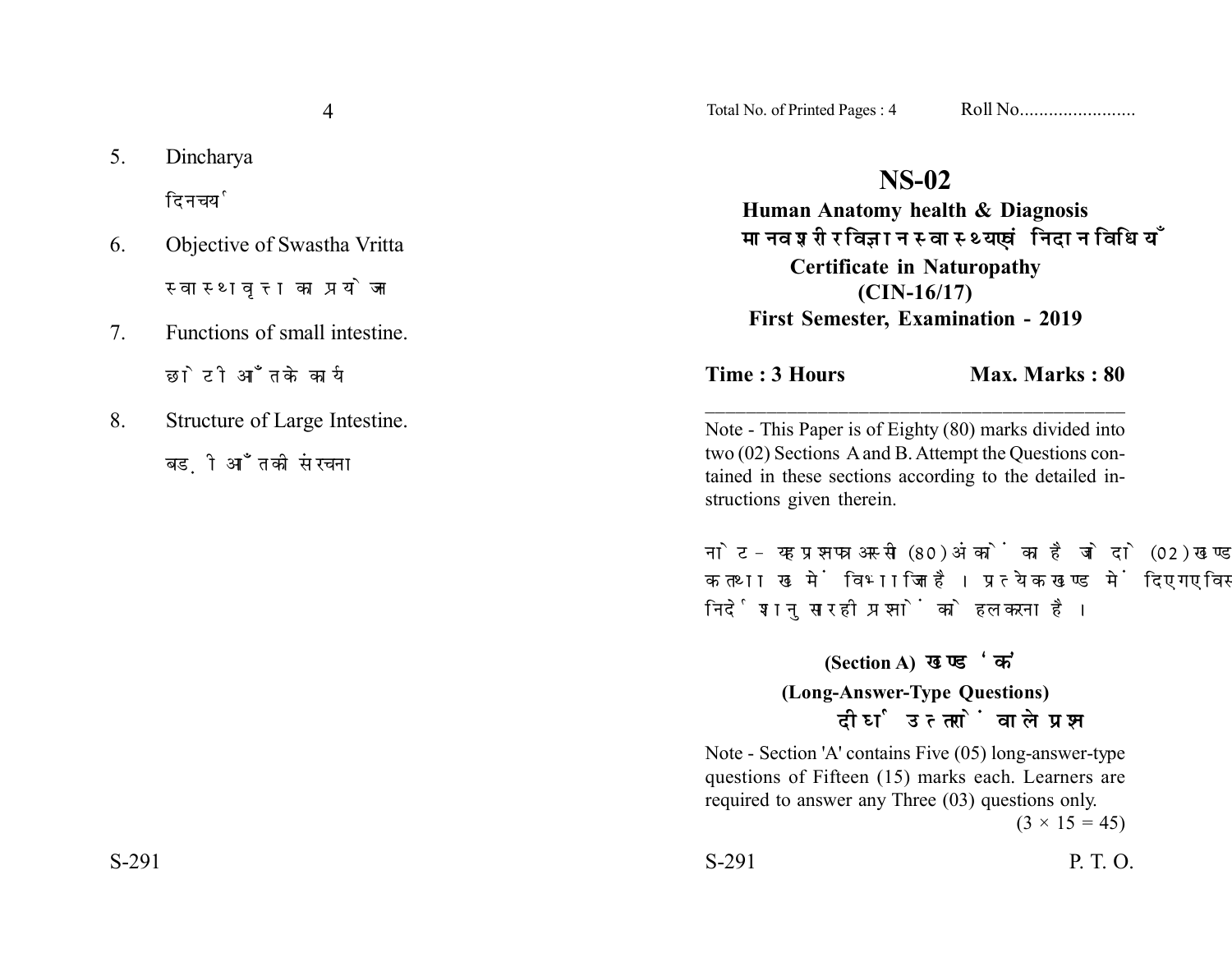5. Dincharya

   दिनचर्या

6. Objective of Swastha Vritta

   स्वास्थवृत्त का प्रयोजन

7. Functions of small intestine.

   छोटी आँत के कार्य

8. Structure of Large Intestine.

   बड़ी आँत की संरचना

Total No. of Printed Pages : 4 Roll No........................

# NS-02

## Human Anatomy health & Diagnosis

## मानव शरीर विज्ञान स्वास्थ्य एवं निदान विधियाँ

## Certificate in Naturopathy

## (CIN-16/17)

## First Semester, Examination - 2019

**Time : 3 Hours** **Max. Marks : 80**

Note - This Paper is of Eighty (80) marks divided into two (02) Sections A and B. Attempt the Questions contained in these sections according to the detailed instructions given therein.

नोट - यह प्रश्नपत्र अस्सी (80) अंकों का है जो दो (02) खण्डों क तथा ख में विभाजित है। प्रत्येक खण्ड में दिए गए विस्तृत निर्देशानुसार ही प्रश्नों को हल करना है।

### (Section A) खण्ड 'क'

### (Long-Answer-Type Questions)

### दीर्घ उत्तरों वाले प्रश्न

Note - Section 'A' contains Five (05) long-answer-type questions of Fifteen (15) marks each. Learners are required to answer any Three (03) questions only.

(3 × 15 = 45)